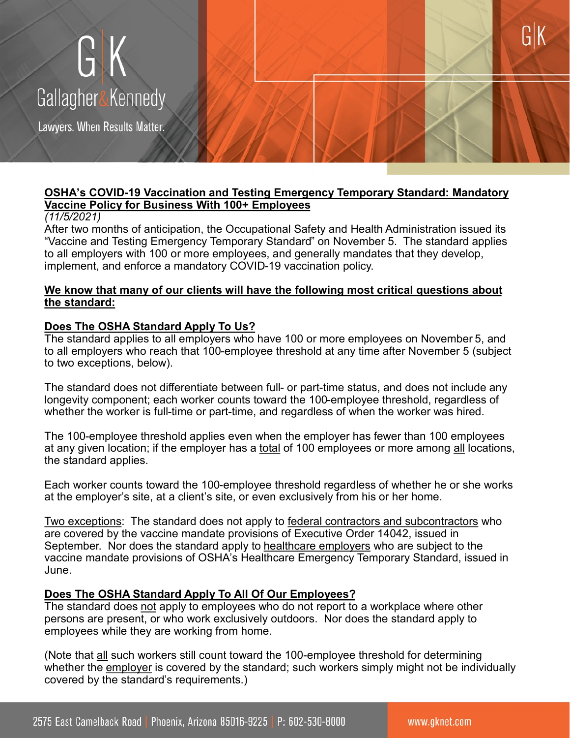# OSHA's COVID-19 Vaccination and Testing Emergency Temporary Standard: Mandatory Vaccine Policy for Business With 100+ Employees

*(11/5/2021)*

After two months of anticipation, the Occupational Safety and Health Administration issued its "Vaccine and Testing Emergency Temporary Standard" on November 5. The standard applies to all employers with 100 or more employees, and generally mandates that they develop, implement, and enforce a mandatory COVID-19 vaccination policy.

## We know that many of our clients will have the following most critical questions about the standard:

### Does The OSHA Standard Apply To Us?

The standard applies to all employers who have 100 or more employees on November 5, and to all employers who reach that 100-employee threshold at any time after November 5 (subject to two exceptions, below).

The standard does not differentiate between full- or part-time status, and does not include any longevity component; each worker counts toward the 100-employee threshold, regardless of whether the worker is full-time or part-time, and regardless of when the worker was hired.

The 100-employee threshold applies even when the employer has fewer than 100 employees at any given location; if the employer has a total of 100 employees or more among all locations, the standard applies.

Each worker counts toward the 100-employee threshold regardless of whether he or she works at the employer's site, at a client's site, or even exclusively from his or her home.

Two exceptions: The standard does not apply to federal contractors and subcontractors who are covered by the vaccine mandate provisions of Executive Order 14042, issued in September. Nor does the standard apply to healthcare employers who are subject to the vaccine mandate provisions of OSHA's Healthcare Emergency Temporary Standard, issued in June.

### Does The OSHA Standard Apply To All Of Our Employees?

The standard does not apply to employees who do not report to a workplace where other persons are present, or who work exclusively outdoors. Nor does the standard apply to employees while they are working from home.

(Note that all such workers still count toward the 100-employee threshold for determining whether the employer is covered by the standard; such workers simply might not be individually covered by the standard's requirements.)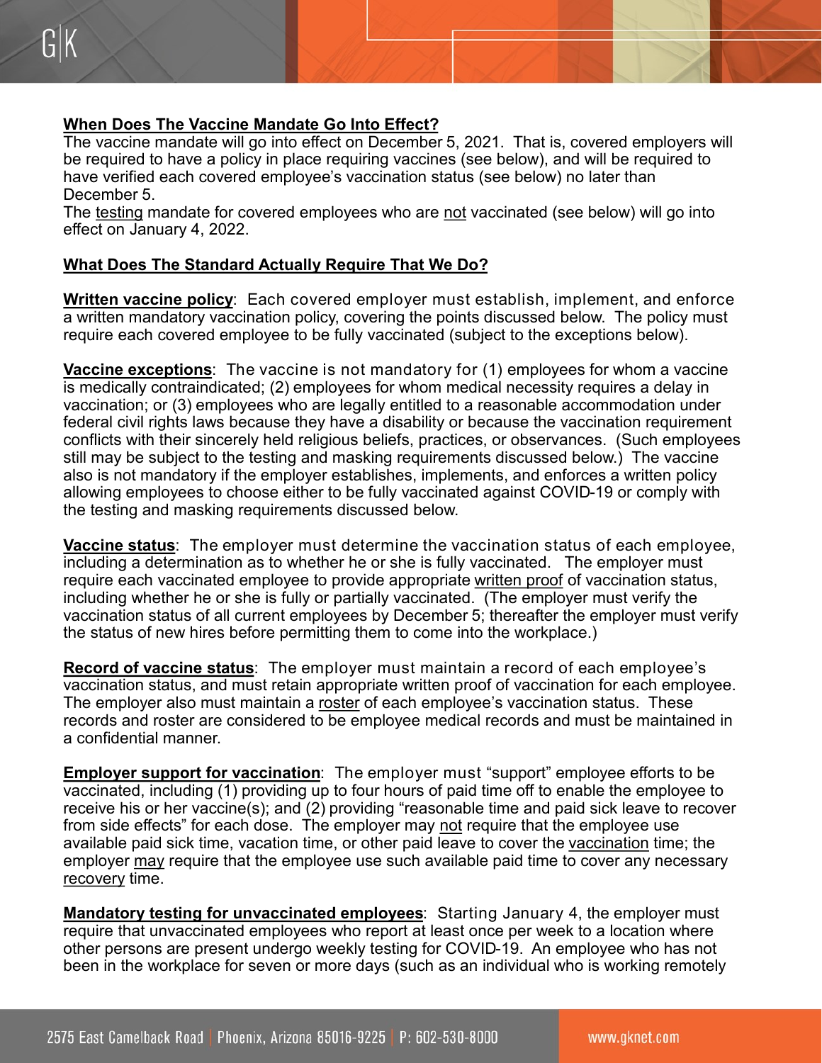## **When Does The Vaccine Mandate Go Into Effect?**

The vaccine mandate will go into effect on December 5, 2021. That is, covered employers will be required to have a policy in place requiring vaccines (see below), and will be required to have verified each covered employee's vaccination status (see below) no later than December 5.

The testing mandate for covered employees who are not vaccinated (see below) will go into effect on January 4, 2022.

## **What Does The Standard Actually Require That We Do?**

**Written vaccine policy**: Each covered employer must establish, implement, and enforce a written mandatory vaccination policy, covering the points discussed below. The policy must require each covered employee to be fully vaccinated (subject to the exceptions below).

**Vaccine exceptions**: The vaccine is not mandatory for (1) employees for whom a vaccine is medically contraindicated; (2) employees for whom medical necessity requires a delay in vaccination; or (3) employees who are legally entitled to a reasonable accommodation under federal civil rights laws because they have a disability or because the vaccination requirement conflicts with their sincerely held religious beliefs, practices, or observances. (Such employees still may be subject to the testing and masking requirements discussed below.) The vaccine also is not mandatory if the employer establishes, implements, and enforces a written policy allowing employees to choose either to be fully vaccinated against COVID-19 or comply with the testing and masking requirements discussed below.

**Vaccine status**: The employer must determine the vaccination status of each employee, including a determination as to whether he or she is fully vaccinated. The employer must require each vaccinated employee to provide appropriate written proof of vaccination status, including whether he or she is fully or partially vaccinated. (The employer must verify the vaccination status of all current employees by December 5; thereafter the employer must verify the status of new hires before permitting them to come into the workplace.)

**Record of vaccine status**: The employer must maintain a record of each employee's vaccination status, and must retain appropriate written proof of vaccination for each employee. The employer also must maintain a roster of each employee's vaccination status. These records and roster are considered to be employee medical records and must be maintained in a confidential manner.

**Employer support for vaccination**: The employer must "support" employee efforts to be vaccinated, including (1) providing up to four hours of paid time off to enable the employee to receive his or her vaccine(s); and (2) providing "reasonable time and paid sick leave to recover from side effects" for each dose. The employer may not require that the employee use available paid sick time, vacation time, or other paid leave to cover the vaccination time; the employer may require that the employee use such available paid time to cover any necessary recovery time.

**Mandatory testing for unvaccinated employees**: Starting January 4, the employer must require that unvaccinated employees who report at least once per week to a location where other persons are present undergo weekly testing for COVID-19. An employee who has not been in the workplace for seven or more days (such as an individual who is working remotely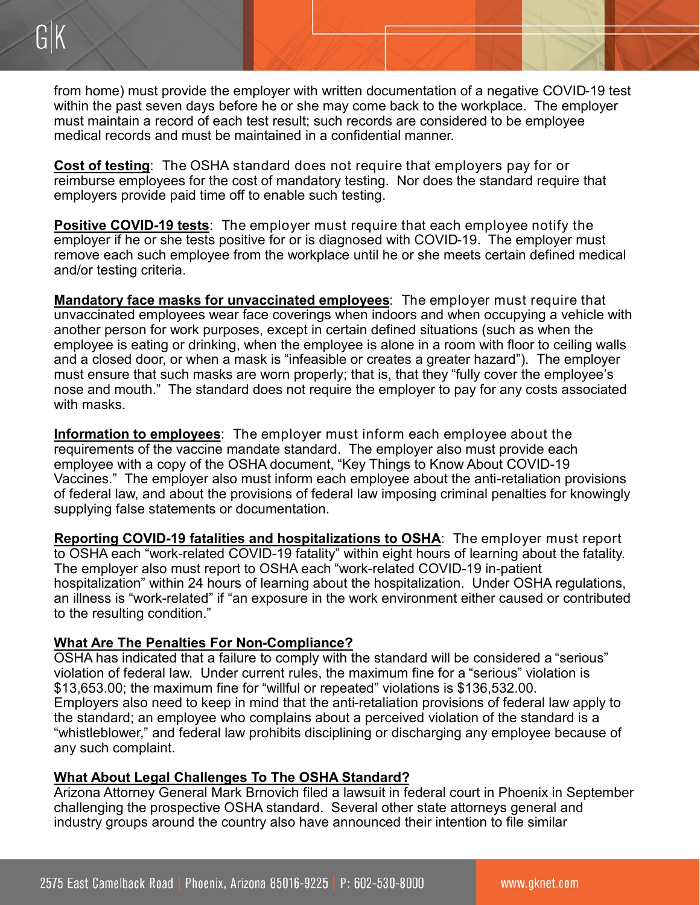from home) must provide the employer with written documentation of a negative COVID-19 test within the past seven days before he or she may come back to the workplace. The employer must maintain a record of each test result; such records are considered to be employee medical records and must be maintained in a confidential manner.

**Cost of testing**: The OSHA standard does not require that employers pay for or reimburse employees for the cost of mandatory testing. Nor does the standard require that employers provide paid time off to enable such testing.

**Positive COVID-19 tests**: The employer must require that each employee notify the employer if he or she tests positive for or is diagnosed with COVID-19. The employer must remove each such employee from the workplace until he or she meets certain defined medical and/or testing criteria.

**Mandatory face masks for unvaccinated employees**: The employer must require that unvaccinated employees wear face coverings when indoors and when occupying a vehicle with another person for work purposes, except in certain defined situations (such as when the employee is eating or drinking, when the employee is alone in a room with floor to ceiling walls and a closed door, or when a mask is "infeasible or creates a greater hazard"). The employer must ensure that such masks are worn properly; that is, that they "fully cover the employee's nose and mouth." The standard does not require the employer to pay for any costs associated with masks.

**Information to employees**: The employer must inform each employee about the requirements of the vaccine mandate standard. The employer also must provide each employee with a copy of the OSHA document, "Key Things to Know About COVID-19 Vaccines." The employer also must inform each employee about the anti-retaliation provisions of federal law, and about the provisions of federal law imposing criminal penalties for knowingly supplying false statements or documentation.

**Reporting COVID-19 fatalities and hospitalizations to OSHA**: The employer must report to OSHA each "work-related COVID-19 fatality" within eight hours of learning about the fatality. The employer also must report to OSHA each "work-related COVID-19 in-patient hospitalization" within 24 hours of learning about the hospitalization. Under OSHA regulations, an illness is "work-related" if "an exposure in the work environment either caused or contributed to the resulting condition."

**What Are The Penalties For Non-Compliance?**

OSHA has indicated that a failure to comply with the standard will be considered a "serious" violation of federal law. Under current rules, the maximum fine for a "serious" violation is $13,653.00; the maximum fine for "willful or repeated" violations is $136,532.00. Employers also need to keep in mind that the anti-retaliation provisions of federal law apply to the standard; an employee who complains about a perceived violation of the standard is a "whistleblower," and federal law prohibits disciplining or discharging any employee because of any such complaint.

**What About Legal Challenges To The OSHA Standard?**

Arizona Attorney General Mark Brnovich filed a lawsuit in federal court in Phoenix in September challenging the prospective OSHA standard. Several other state attorneys general and industry groups around the country also have announced their intention to file similar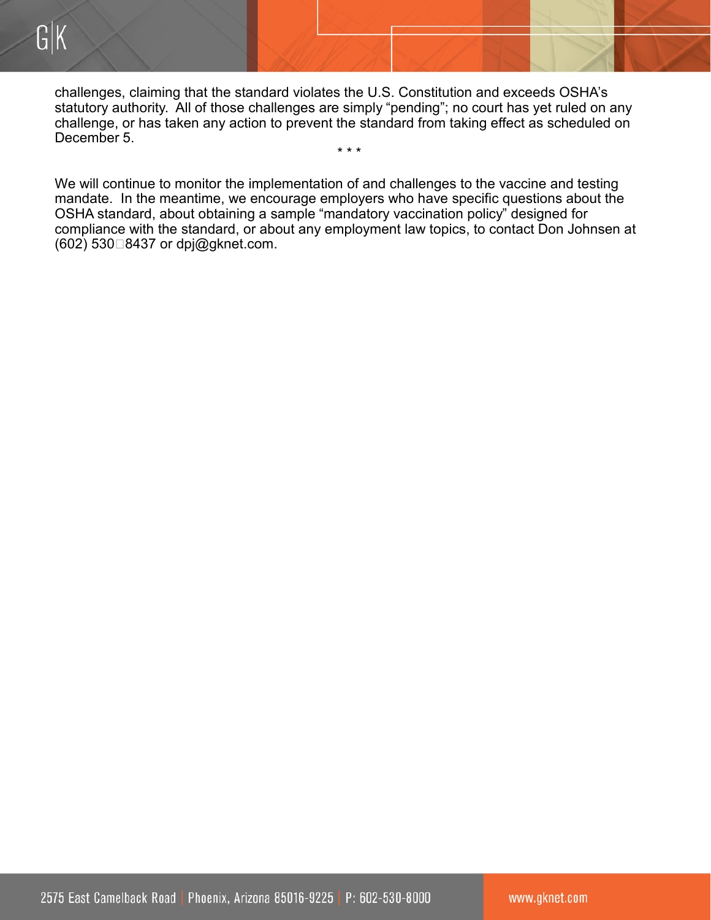challenges, claiming that the standard violates the U.S. Constitution and exceeds OSHA's statutory authority. All of those challenges are simply "pending"; no court has yet ruled on any challenge, or has taken any action to prevent the standard from taking effect as scheduled on December 5.

\* \* \*

We will continue to monitor the implementation of and challenges to the vaccine and testing mandate. In the meantime, we encourage employers who have specific questions about the OSHA standard, about obtaining a sample "mandatory vaccination policy" designed for compliance with the standard, or about any employment law topics, to contact Don Johnsen at (602) 530-8437 or dpj@gknet.com.